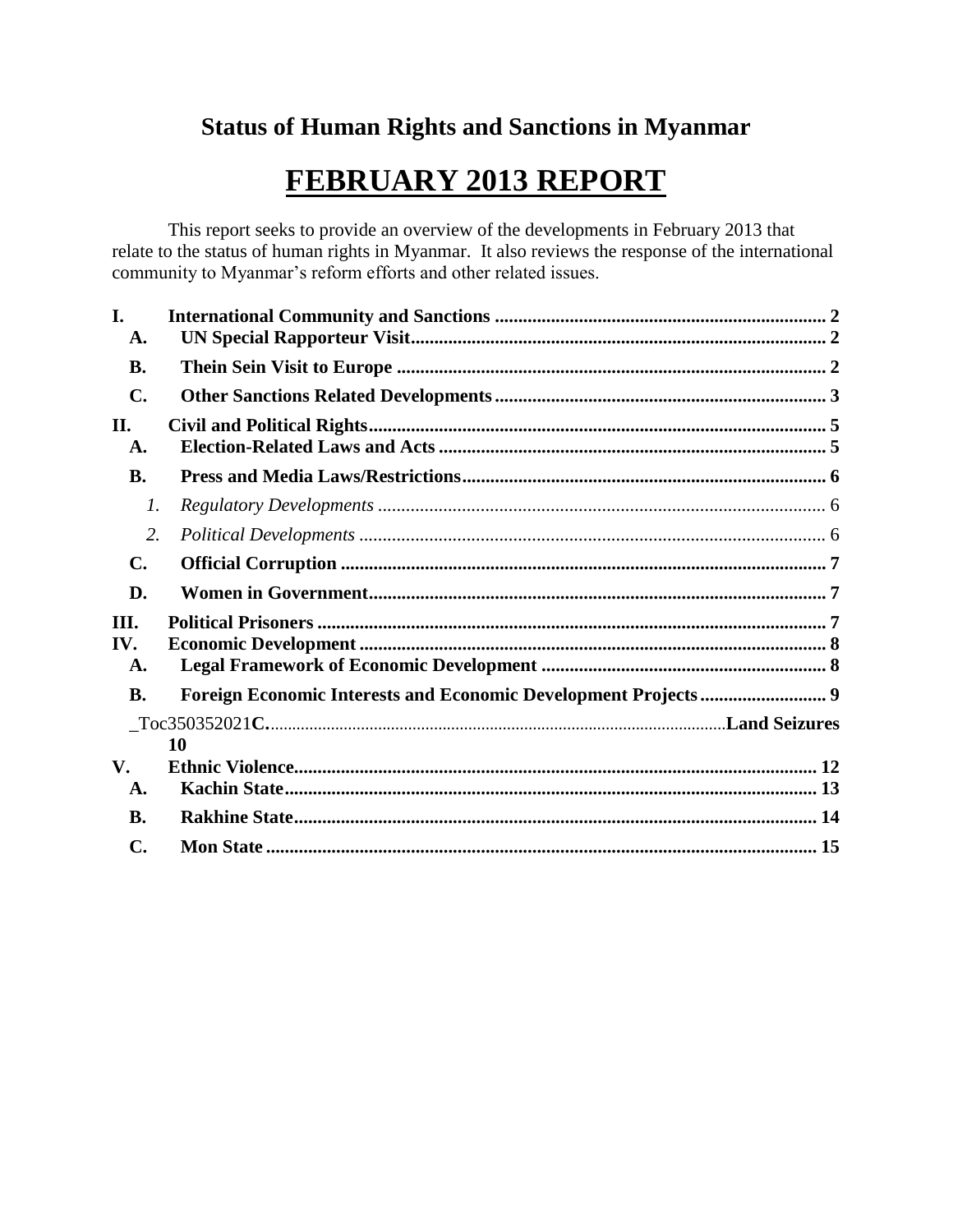## Status of Human Rights and Sanctions in Myanmar

# FEBRUARY 2013 REPORT

This report seeks to provide an overview of the developments in February 2013 that relate to the status of human rights in Myanmar. It also reviews the response of the international community to Myanmar's reform efforts and other related issues.

**I. International Community and Sanctions** ........ 2
- **A. UN Special Rapporteur Visit** ........ 2
- **B. Thein Sein Visit to Europe** ........ 2
- **C. Other Sanctions Related Developments** ........ 3

**II. Civil and Political Rights** ........ 5
- **A. Election-Related Laws and Acts** ........ 5
- **B. Press and Media Laws/Restrictions** ........ 6
  - *1. Regulatory Developments* ........ 6
  - *2. Political Developments* ........ 6
- **C. Official Corruption** ........ 7
- **D. Women in Government** ........ 7

**III. Political Prisoners** ........ 7

**IV. Economic Development** ........ 8
- **A. Legal Framework of Economic Development** ........ 8
- **B. Foreign Economic Interests and Economic Development Projects** ........ 9
- _Toc350352021**C.** ........ **Land Seizures 10**

**V. Ethnic Violence** ........ 12
- **A. Kachin State** ........ 13
- **B. Rakhine State** ........ 14
- **C. Mon State** ........ 15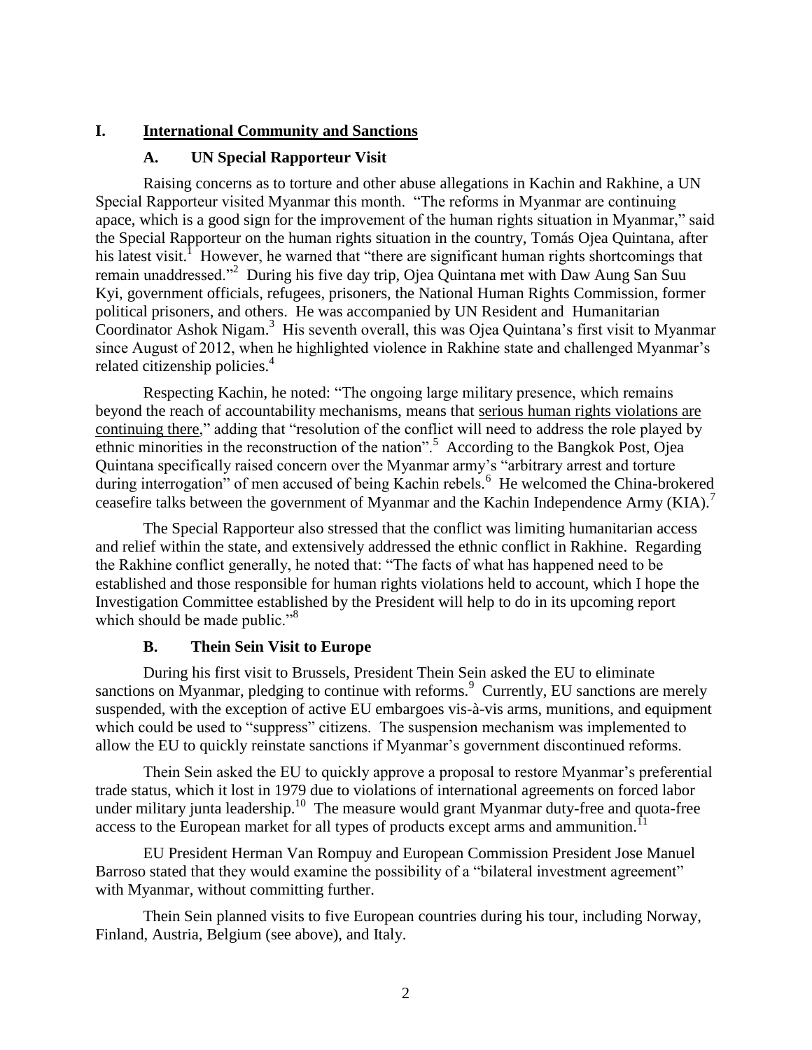## I. International Community and Sanctions

### A. UN Special Rapporteur Visit

Raising concerns as to torture and other abuse allegations in Kachin and Rakhine, a UN Special Rapporteur visited Myanmar this month. "The reforms in Myanmar are continuing apace, which is a good sign for the improvement of the human rights situation in Myanmar," said the Special Rapporteur on the human rights situation in the country, Tomás Ojea Quintana, after his latest visit.[1] However, he warned that "there are significant human rights shortcomings that remain unaddressed."[2] During his five day trip, Ojea Quintana met with Daw Aung San Suu Kyi, government officials, refugees, prisoners, the National Human Rights Commission, former political prisoners, and others. He was accompanied by UN Resident and Humanitarian Coordinator Ashok Nigam.[3] His seventh overall, this was Ojea Quintana's first visit to Myanmar since August of 2012, when he highlighted violence in Rakhine state and challenged Myanmar's related citizenship policies.[4]

Respecting Kachin, he noted: "The ongoing large military presence, which remains beyond the reach of accountability mechanisms, means that serious human rights violations are continuing there," adding that "resolution of the conflict will need to address the role played by ethnic minorities in the reconstruction of the nation".[5] According to the Bangkok Post, Ojea Quintana specifically raised concern over the Myanmar army's "arbitrary arrest and torture during interrogation" of men accused of being Kachin rebels.[6] He welcomed the China-brokered ceasefire talks between the government of Myanmar and the Kachin Independence Army (KIA).[7]

The Special Rapporteur also stressed that the conflict was limiting humanitarian access and relief within the state, and extensively addressed the ethnic conflict in Rakhine. Regarding the Rakhine conflict generally, he noted that: "The facts of what has happened need to be established and those responsible for human rights violations held to account, which I hope the Investigation Committee established by the President will help to do in its upcoming report which should be made public."[8]

### B. Thein Sein Visit to Europe

During his first visit to Brussels, President Thein Sein asked the EU to eliminate sanctions on Myanmar, pledging to continue with reforms.[9] Currently, EU sanctions are merely suspended, with the exception of active EU embargoes vis-à-vis arms, munitions, and equipment which could be used to "suppress" citizens. The suspension mechanism was implemented to allow the EU to quickly reinstate sanctions if Myanmar's government discontinued reforms.

Thein Sein asked the EU to quickly approve a proposal to restore Myanmar's preferential trade status, which it lost in 1979 due to violations of international agreements on forced labor under military junta leadership.[10] The measure would grant Myanmar duty-free and quota-free access to the European market for all types of products except arms and ammunition.[11]

EU President Herman Van Rompuy and European Commission President Jose Manuel Barroso stated that they would examine the possibility of a "bilateral investment agreement" with Myanmar, without committing further.

Thein Sein planned visits to five European countries during his tour, including Norway, Finland, Austria, Belgium (see above), and Italy.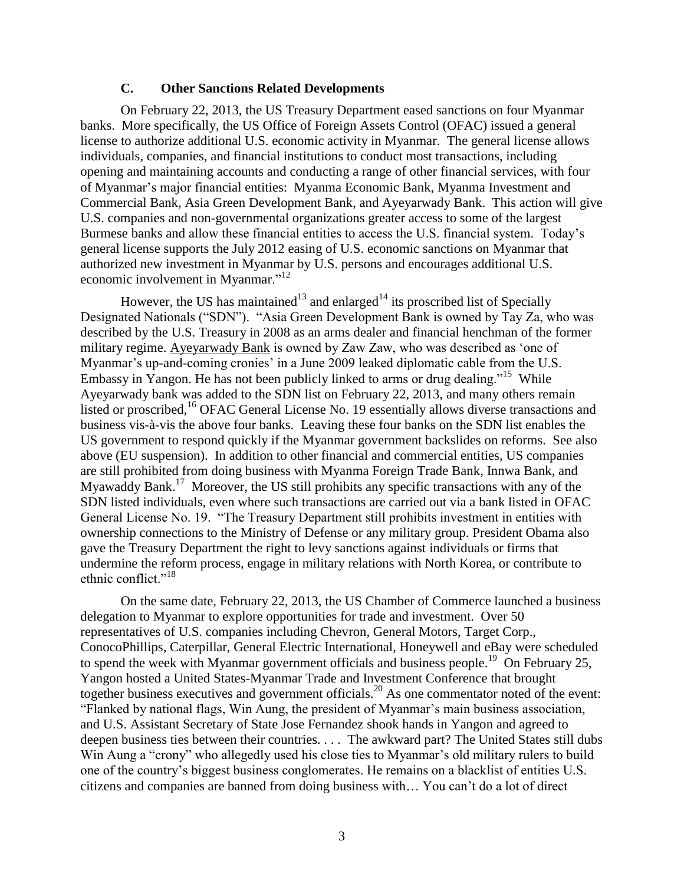### C. Other Sanctions Related Developments

On February 22, 2013, the US Treasury Department eased sanctions on four Myanmar banks. More specifically, the US Office of Foreign Assets Control (OFAC) issued a general license to authorize additional U.S. economic activity in Myanmar. The general license allows individuals, companies, and financial institutions to conduct most transactions, including opening and maintaining accounts and conducting a range of other financial services, with four of Myanmar's major financial entities: Myanma Economic Bank, Myanma Investment and Commercial Bank, Asia Green Development Bank, and Ayeyarwady Bank. This action will give U.S. companies and non-governmental organizations greater access to some of the largest Burmese banks and allow these financial entities to access the U.S. financial system. Today's general license supports the July 2012 easing of U.S. economic sanctions on Myanmar that authorized new investment in Myanmar by U.S. persons and encourages additional U.S. economic involvement in Myanmar."[12]

However, the US has maintained[13] and enlarged[14] its proscribed list of Specially Designated Nationals ("SDN"). "Asia Green Development Bank is owned by Tay Za, who was described by the U.S. Treasury in 2008 as an arms dealer and financial henchman of the former military regime. Ayeyarwady Bank is owned by Zaw Zaw, who was described as 'one of Myanmar's up-and-coming cronies' in a June 2009 leaked diplomatic cable from the U.S. Embassy in Yangon. He has not been publicly linked to arms or drug dealing."[15] While Ayeyarwady bank was added to the SDN list on February 22, 2013, and many others remain listed or proscribed,[16] OFAC General License No. 19 essentially allows diverse transactions and business vis-à-vis the above four banks. Leaving these four banks on the SDN list enables the US government to respond quickly if the Myanmar government backslides on reforms. See also above (EU suspension). In addition to other financial and commercial entities, US companies are still prohibited from doing business with Myanma Foreign Trade Bank, Innwa Bank, and Myawaddy Bank.[17] Moreover, the US still prohibits any specific transactions with any of the SDN listed individuals, even where such transactions are carried out via a bank listed in OFAC General License No. 19. "The Treasury Department still prohibits investment in entities with ownership connections to the Ministry of Defense or any military group. President Obama also gave the Treasury Department the right to levy sanctions against individuals or firms that undermine the reform process, engage in military relations with North Korea, or contribute to ethnic conflict."[18]

On the same date, February 22, 2013, the US Chamber of Commerce launched a business delegation to Myanmar to explore opportunities for trade and investment. Over 50 representatives of U.S. companies including Chevron, General Motors, Target Corp., ConocoPhillips, Caterpillar, General Electric International, Honeywell and eBay were scheduled to spend the week with Myanmar government officials and business people.[19] On February 25, Yangon hosted a United States-Myanmar Trade and Investment Conference that brought together business executives and government officials.[20] As one commentator noted of the event: "Flanked by national flags, Win Aung, the president of Myanmar's main business association, and U.S. Assistant Secretary of State Jose Fernandez shook hands in Yangon and agreed to deepen business ties between their countries. . . . The awkward part? The United States still dubs Win Aung a "crony" who allegedly used his close ties to Myanmar's old military rulers to build one of the country's biggest business conglomerates. He remains on a blacklist of entities U.S. citizens and companies are banned from doing business with… You can't do a lot of direct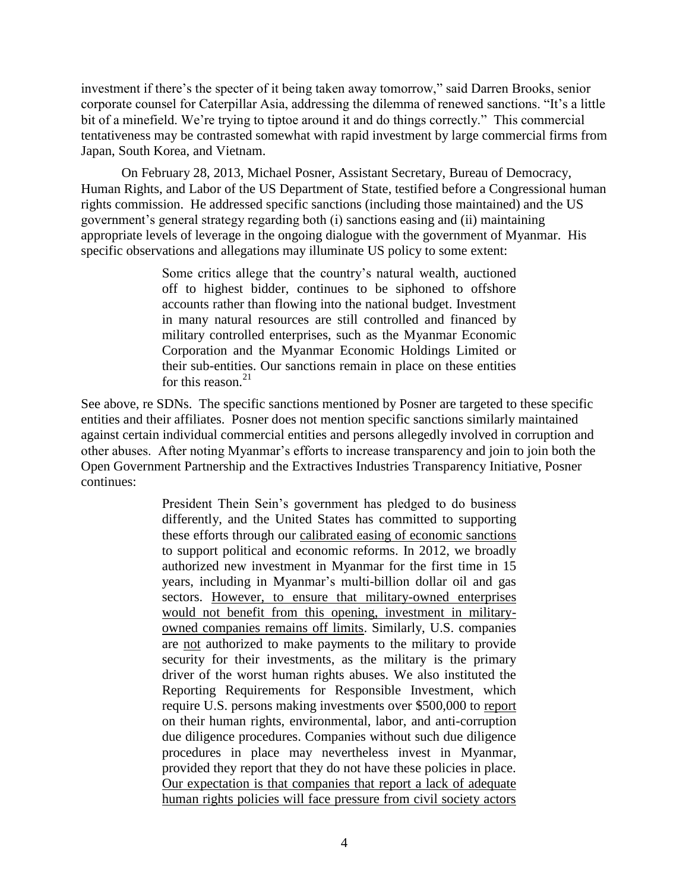investment if there's the specter of it being taken away tomorrow," said Darren Brooks, senior corporate counsel for Caterpillar Asia, addressing the dilemma of renewed sanctions. "It's a little bit of a minefield. We're trying to tiptoe around it and do things correctly." This commercial tentativeness may be contrasted somewhat with rapid investment by large commercial firms from Japan, South Korea, and Vietnam.

On February 28, 2013, Michael Posner, Assistant Secretary, Bureau of Democracy, Human Rights, and Labor of the US Department of State, testified before a Congressional human rights commission. He addressed specific sanctions (including those maintained) and the US government's general strategy regarding both (i) sanctions easing and (ii) maintaining appropriate levels of leverage in the ongoing dialogue with the government of Myanmar. His specific observations and allegations may illuminate US policy to some extent:

> Some critics allege that the country's natural wealth, auctioned off to highest bidder, continues to be siphoned to offshore accounts rather than flowing into the national budget. Investment in many natural resources are still controlled and financed by military controlled enterprises, such as the Myanmar Economic Corporation and the Myanmar Economic Holdings Limited or their sub-entities. Our sanctions remain in place on these entities for this reason.[21]

See above, re SDNs. The specific sanctions mentioned by Posner are targeted to these specific entities and their affiliates. Posner does not mention specific sanctions similarly maintained against certain individual commercial entities and persons allegedly involved in corruption and other abuses. After noting Myanmar's efforts to increase transparency and join to join both the Open Government Partnership and the Extractives Industries Transparency Initiative, Posner continues:

> President Thein Sein's government has pledged to do business differently, and the United States has committed to supporting these efforts through our <u>calibrated easing of economic sanctions</u> to support political and economic reforms. In 2012, we broadly authorized new investment in Myanmar for the first time in 15 years, including in Myanmar's multi-billion dollar oil and gas sectors. <u>However, to ensure that military-owned enterprises would not benefit from this opening, investment in military-owned companies remains off limits</u>. Similarly, U.S. companies are <u>not</u> authorized to make payments to the military to provide security for their investments, as the military is the primary driver of the worst human rights abuses. We also instituted the Reporting Requirements for Responsible Investment, which require U.S. persons making investments over $500,000 to <u>report</u> on their human rights, environmental, labor, and anti-corruption due diligence procedures. Companies without such due diligence procedures in place may nevertheless invest in Myanmar, provided they report that they do not have these policies in place. <u>Our expectation is that companies that report a lack of adequate human rights policies will face pressure from civil society actors</u>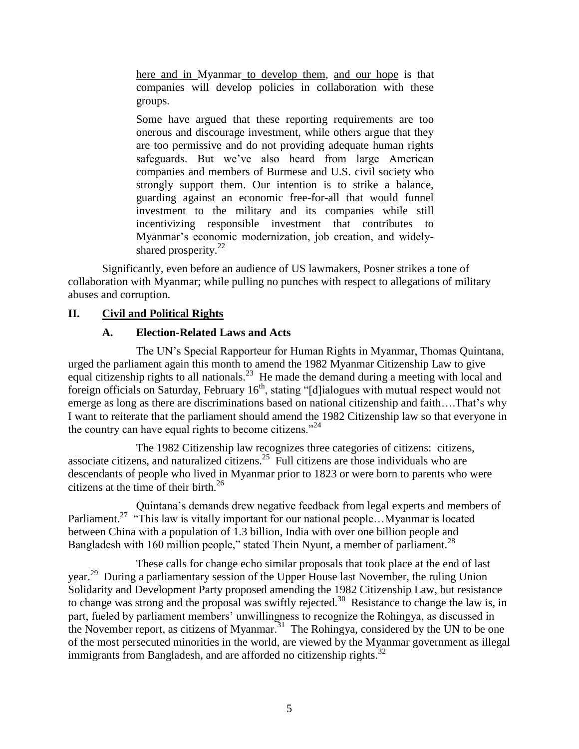> here and in Myanmar to develop them, and our hope is that companies will develop policies in collaboration with these groups.
>
> Some have argued that these reporting requirements are too onerous and discourage investment, while others argue that they are too permissive and do not providing adequate human rights safeguards. But we've also heard from large American companies and members of Burmese and U.S. civil society who strongly support them. Our intention is to strike a balance, guarding against an economic free-for-all that would funnel investment to the military and its companies while still incentivizing responsible investment that contributes to Myanmar's economic modernization, job creation, and widely-shared prosperity.[22]

Significantly, even before an audience of US lawmakers, Posner strikes a tone of collaboration with Myanmar; while pulling no punches with respect to allegations of military abuses and corruption.

## II. Civil and Political Rights

### A. Election-Related Laws and Acts

The UN's Special Rapporteur for Human Rights in Myanmar, Thomas Quintana, urged the parliament again this month to amend the 1982 Myanmar Citizenship Law to give equal citizenship rights to all nationals.[23] He made the demand during a meeting with local and foreign officials on Saturday, February 16th, stating "[d]ialogues with mutual respect would not emerge as long as there are discriminations based on national citizenship and faith….That's why I want to reiterate that the parliament should amend the 1982 Citizenship law so that everyone in the country can have equal rights to become citizens."[24]

The 1982 Citizenship law recognizes three categories of citizens: citizens, associate citizens, and naturalized citizens.[25] Full citizens are those individuals who are descendants of people who lived in Myanmar prior to 1823 or were born to parents who were citizens at the time of their birth.[26]

Quintana's demands drew negative feedback from legal experts and members of Parliament.[27] "This law is vitally important for our national people…Myanmar is located between China with a population of 1.3 billion, India with over one billion people and Bangladesh with 160 million people," stated Thein Nyunt, a member of parliament.[28]

These calls for change echo similar proposals that took place at the end of last year.[29] During a parliamentary session of the Upper House last November, the ruling Union Solidarity and Development Party proposed amending the 1982 Citizenship Law, but resistance to change was strong and the proposal was swiftly rejected.[30] Resistance to change the law is, in part, fueled by parliament members' unwillingness to recognize the Rohingya, as discussed in the November report, as citizens of Myanmar.[31] The Rohingya, considered by the UN to be one of the most persecuted minorities in the world, are viewed by the Myanmar government as illegal immigrants from Bangladesh, and are afforded no citizenship rights.[32]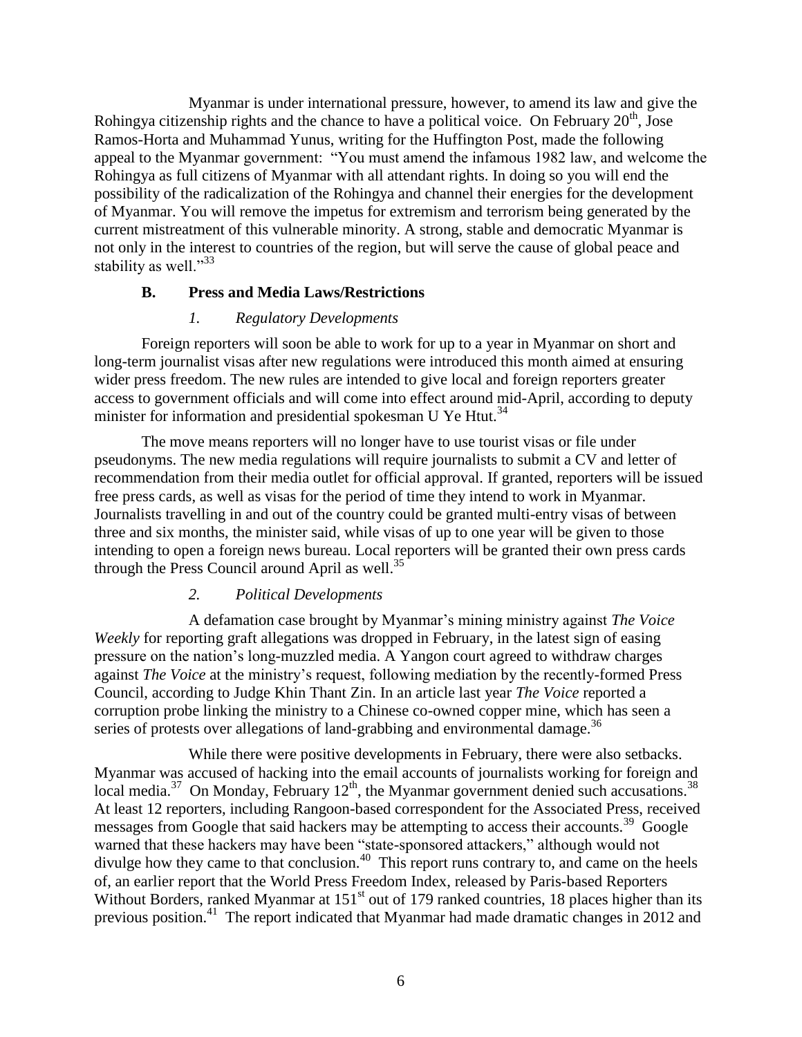Myanmar is under international pressure, however, to amend its law and give the Rohingya citizenship rights and the chance to have a political voice. On February 20th, Jose Ramos-Horta and Muhammad Yunus, writing for the Huffington Post, made the following appeal to the Myanmar government: "You must amend the infamous 1982 law, and welcome the Rohingya as full citizens of Myanmar with all attendant rights. In doing so you will end the possibility of the radicalization of the Rohingya and channel their energies for the development of Myanmar. You will remove the impetus for extremism and terrorism being generated by the current mistreatment of this vulnerable minority. A strong, stable and democratic Myanmar is not only in the interest to countries of the region, but will serve the cause of global peace and stability as well."[33]

### B. Press and Media Laws/Restrictions

#### *1. Regulatory Developments*

Foreign reporters will soon be able to work for up to a year in Myanmar on short and long-term journalist visas after new regulations were introduced this month aimed at ensuring wider press freedom. The new rules are intended to give local and foreign reporters greater access to government officials and will come into effect around mid-April, according to deputy minister for information and presidential spokesman U Ye Htut.[34]

The move means reporters will no longer have to use tourist visas or file under pseudonyms. The new media regulations will require journalists to submit a CV and letter of recommendation from their media outlet for official approval. If granted, reporters will be issued free press cards, as well as visas for the period of time they intend to work in Myanmar. Journalists travelling in and out of the country could be granted multi-entry visas of between three and six months, the minister said, while visas of up to one year will be given to those intending to open a foreign news bureau. Local reporters will be granted their own press cards through the Press Council around April as well.[35]

#### *2. Political Developments*

A defamation case brought by Myanmar's mining ministry against *The Voice Weekly* for reporting graft allegations was dropped in February, in the latest sign of easing pressure on the nation's long-muzzled media. A Yangon court agreed to withdraw charges against *The Voice* at the ministry's request, following mediation by the recently-formed Press Council, according to Judge Khin Thant Zin. In an article last year *The Voice* reported a corruption probe linking the ministry to a Chinese co-owned copper mine, which has seen a series of protests over allegations of land-grabbing and environmental damage.[36]

While there were positive developments in February, there were also setbacks. Myanmar was accused of hacking into the email accounts of journalists working for foreign and local media.[37] On Monday, February 12th, the Myanmar government denied such accusations.[38] At least 12 reporters, including Rangoon-based correspondent for the Associated Press, received messages from Google that said hackers may be attempting to access their accounts.[39] Google warned that these hackers may have been "state-sponsored attackers," although would not divulge how they came to that conclusion.[40] This report runs contrary to, and came on the heels of, an earlier report that the World Press Freedom Index, released by Paris-based Reporters Without Borders, ranked Myanmar at 151st out of 179 ranked countries, 18 places higher than its previous position.[41] The report indicated that Myanmar had made dramatic changes in 2012 and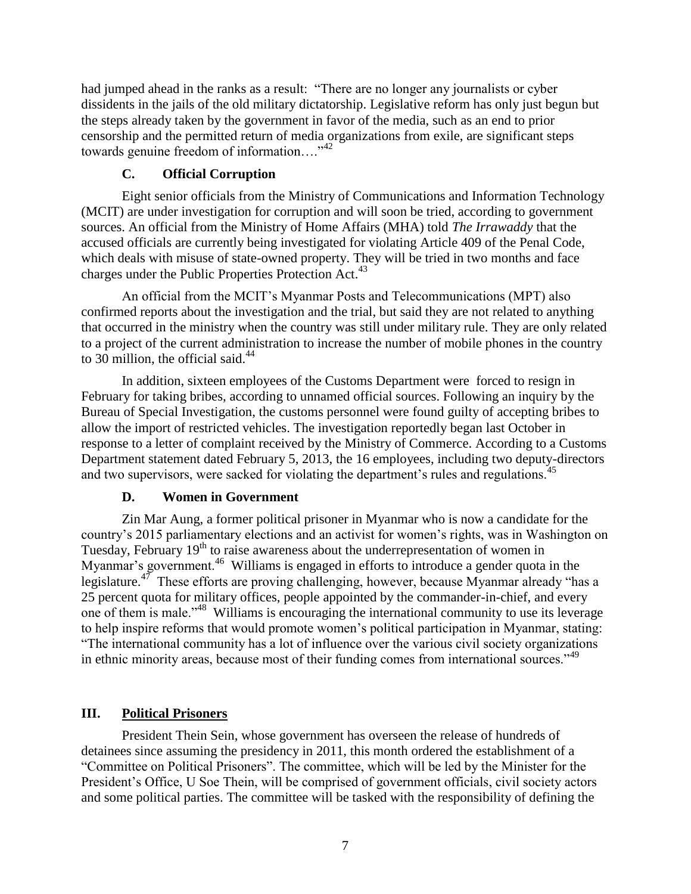had jumped ahead in the ranks as a result: "There are no longer any journalists or cyber dissidents in the jails of the old military dictatorship. Legislative reform has only just begun but the steps already taken by the government in favor of the media, such as an end to prior censorship and the permitted return of media organizations from exile, are significant steps towards genuine freedom of information…."[42]

### C. Official Corruption

Eight senior officials from the Ministry of Communications and Information Technology (MCIT) are under investigation for corruption and will soon be tried, according to government sources. An official from the Ministry of Home Affairs (MHA) told *The Irrawaddy* that the accused officials are currently being investigated for violating Article 409 of the Penal Code, which deals with misuse of state-owned property. They will be tried in two months and face charges under the Public Properties Protection Act.[43]

An official from the MCIT's Myanmar Posts and Telecommunications (MPT) also confirmed reports about the investigation and the trial, but said they are not related to anything that occurred in the ministry when the country was still under military rule. They are only related to a project of the current administration to increase the number of mobile phones in the country to 30 million, the official said.[44]

In addition, sixteen employees of the Customs Department were forced to resign in February for taking bribes, according to unnamed official sources. Following an inquiry by the Bureau of Special Investigation, the customs personnel were found guilty of accepting bribes to allow the import of restricted vehicles. The investigation reportedly began last October in response to a letter of complaint received by the Ministry of Commerce. According to a Customs Department statement dated February 5, 2013, the 16 employees, including two deputy-directors and two supervisors, were sacked for violating the department's rules and regulations.[45]

### D. Women in Government

Zin Mar Aung, a former political prisoner in Myanmar who is now a candidate for the country's 2015 parliamentary elections and an activist for women's rights, was in Washington on Tuesday, February 19th to raise awareness about the underrepresentation of women in Myanmar's government.[46] Williams is engaged in efforts to introduce a gender quota in the legislature.[47] These efforts are proving challenging, however, because Myanmar already "has a 25 percent quota for military offices, people appointed by the commander-in-chief, and every one of them is male."[48] Williams is encouraging the international community to use its leverage to help inspire reforms that would promote women's political participation in Myanmar, stating: "The international community has a lot of influence over the various civil society organizations in ethnic minority areas, because most of their funding comes from international sources."[49]

## III. Political Prisoners

President Thein Sein, whose government has overseen the release of hundreds of detainees since assuming the presidency in 2011, this month ordered the establishment of a "Committee on Political Prisoners". The committee, which will be led by the Minister for the President's Office, U Soe Thein, will be comprised of government officials, civil society actors and some political parties. The committee will be tasked with the responsibility of defining the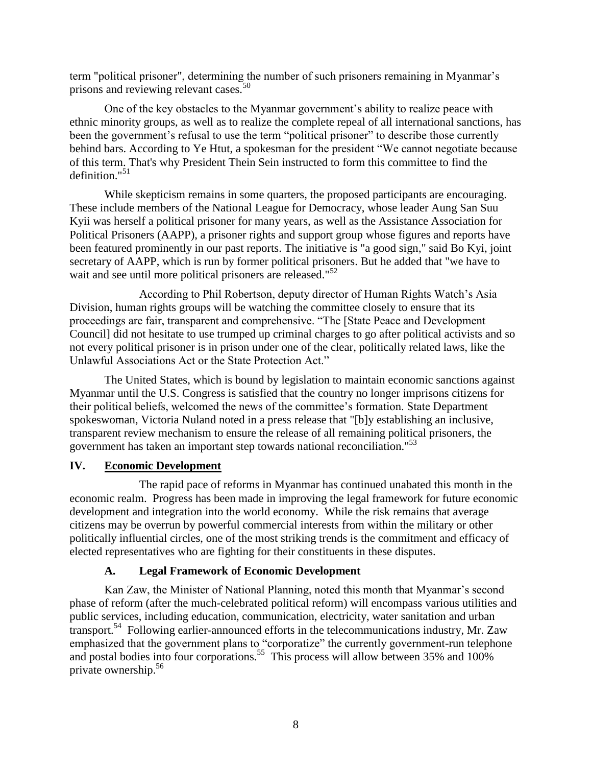term "political prisoner", determining the number of such prisoners remaining in Myanmar's prisons and reviewing relevant cases.[50]

One of the key obstacles to the Myanmar government's ability to realize peace with ethnic minority groups, as well as to realize the complete repeal of all international sanctions, has been the government's refusal to use the term "political prisoner" to describe those currently behind bars. According to Ye Htut, a spokesman for the president "We cannot negotiate because of this term. That's why President Thein Sein instructed to form this committee to find the definition."[51]

While skepticism remains in some quarters, the proposed participants are encouraging. These include members of the National League for Democracy, whose leader Aung San Suu Kyii was herself a political prisoner for many years, as well as the Assistance Association for Political Prisoners (AAPP), a prisoner rights and support group whose figures and reports have been featured prominently in our past reports. The initiative is "a good sign," said Bo Kyi, joint secretary of AAPP, which is run by former political prisoners. But he added that "we have to wait and see until more political prisoners are released."[52]

According to Phil Robertson, deputy director of Human Rights Watch's Asia Division, human rights groups will be watching the committee closely to ensure that its proceedings are fair, transparent and comprehensive. "The [State Peace and Development Council] did not hesitate to use trumped up criminal charges to go after political activists and so not every political prisoner is in prison under one of the clear, politically related laws, like the Unlawful Associations Act or the State Protection Act."

The United States, which is bound by legislation to maintain economic sanctions against Myanmar until the U.S. Congress is satisfied that the country no longer imprisons citizens for their political beliefs, welcomed the news of the committee's formation. State Department spokeswoman, Victoria Nuland noted in a press release that "[b]y establishing an inclusive, transparent review mechanism to ensure the release of all remaining political prisoners, the government has taken an important step towards national reconciliation."[53]

## IV. Economic Development

The rapid pace of reforms in Myanmar has continued unabated this month in the economic realm. Progress has been made in improving the legal framework for future economic development and integration into the world economy. While the risk remains that average citizens may be overrun by powerful commercial interests from within the military or other politically influential circles, one of the most striking trends is the commitment and efficacy of elected representatives who are fighting for their constituents in these disputes.

### A. Legal Framework of Economic Development

Kan Zaw, the Minister of National Planning, noted this month that Myanmar's second phase of reform (after the much-celebrated political reform) will encompass various utilities and public services, including education, communication, electricity, water sanitation and urban transport.[54] Following earlier-announced efforts in the telecommunications industry, Mr. Zaw emphasized that the government plans to "corporatize" the currently government-run telephone and postal bodies into four corporations.[55] This process will allow between 35% and 100% private ownership.[56]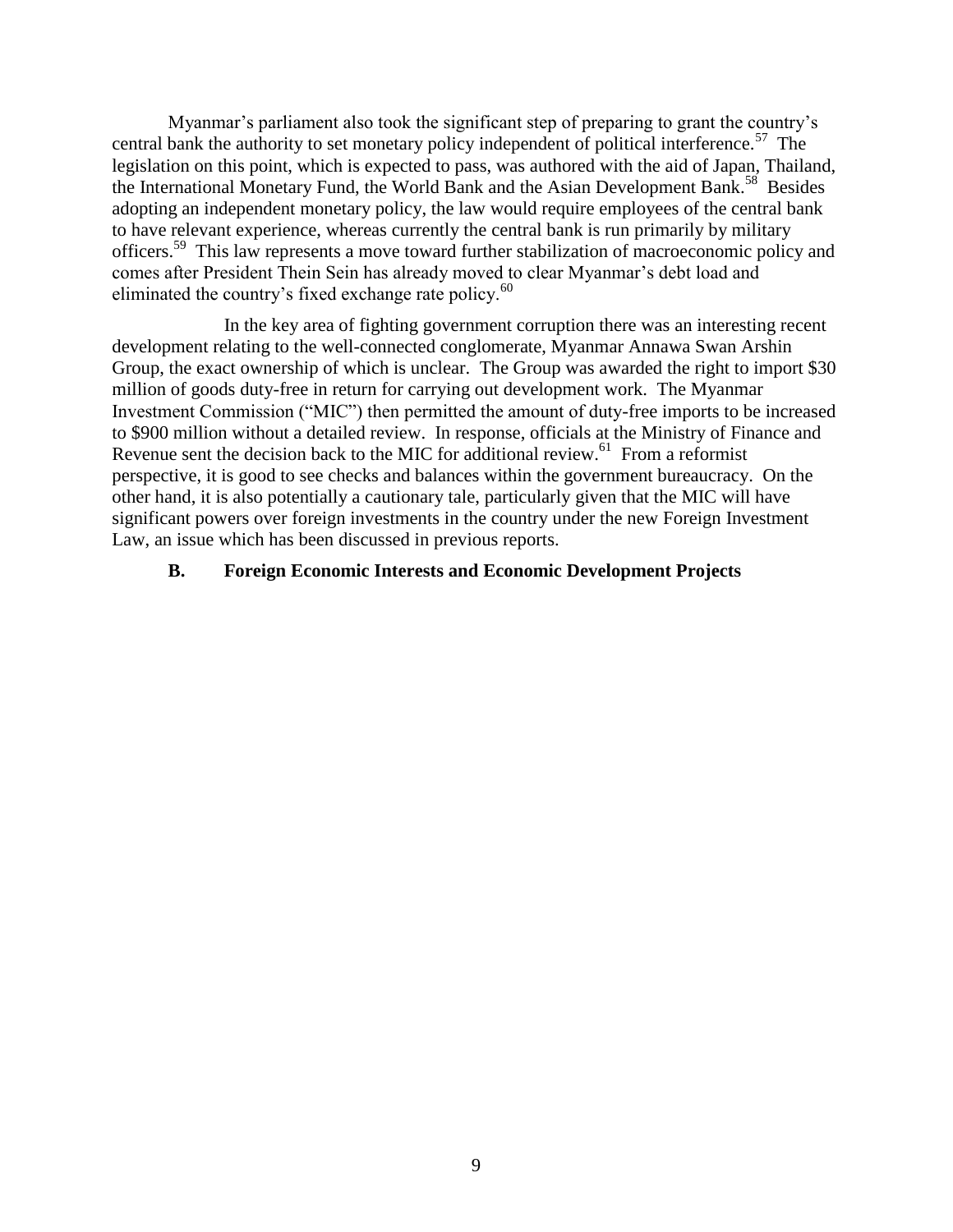Myanmar's parliament also took the significant step of preparing to grant the country's central bank the authority to set monetary policy independent of political interference.[57] The legislation on this point, which is expected to pass, was authored with the aid of Japan, Thailand, the International Monetary Fund, the World Bank and the Asian Development Bank.[58] Besides adopting an independent monetary policy, the law would require employees of the central bank to have relevant experience, whereas currently the central bank is run primarily by military officers.[59] This law represents a move toward further stabilization of macroeconomic policy and comes after President Thein Sein has already moved to clear Myanmar's debt load and eliminated the country's fixed exchange rate policy.[60]

In the key area of fighting government corruption there was an interesting recent development relating to the well-connected conglomerate, Myanmar Annawa Swan Arshin Group, the exact ownership of which is unclear. The Group was awarded the right to import $30 million of goods duty-free in return for carrying out development work. The Myanmar Investment Commission ("MIC") then permitted the amount of duty-free imports to be increased to $900 million without a detailed review. In response, officials at the Ministry of Finance and Revenue sent the decision back to the MIC for additional review.[61] From a reformist perspective, it is good to see checks and balances within the government bureaucracy. On the other hand, it is also potentially a cautionary tale, particularly given that the MIC will have significant powers over foreign investments in the country under the new Foreign Investment Law, an issue which has been discussed in previous reports.

### B. Foreign Economic Interests and Economic Development Projects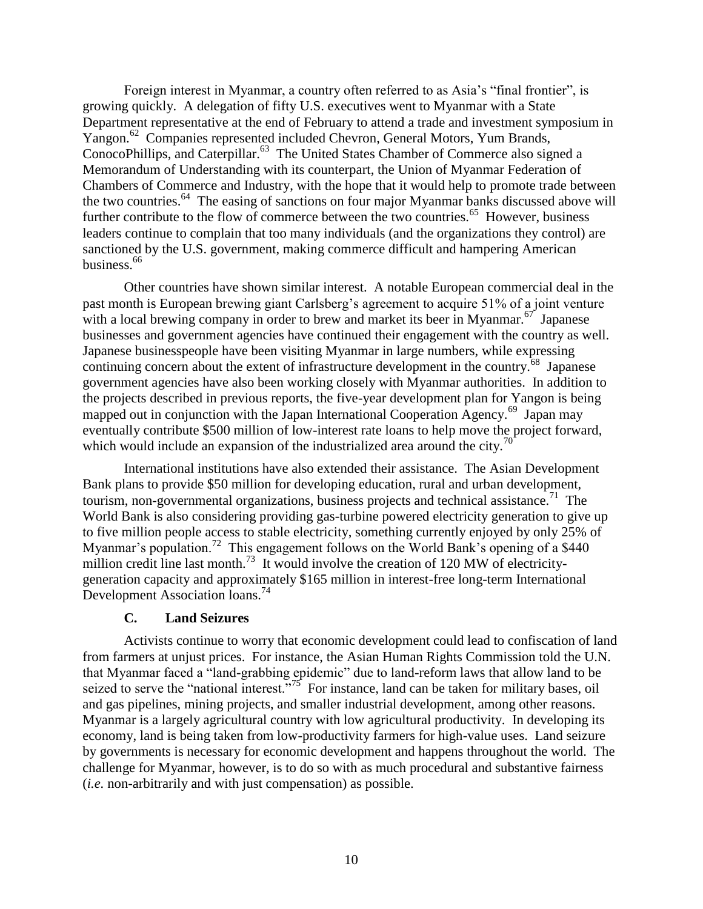Foreign interest in Myanmar, a country often referred to as Asia's "final frontier", is growing quickly. A delegation of fifty U.S. executives went to Myanmar with a State Department representative at the end of February to attend a trade and investment symposium in Yangon.[62] Companies represented included Chevron, General Motors, Yum Brands, ConocoPhillips, and Caterpillar.[63] The United States Chamber of Commerce also signed a Memorandum of Understanding with its counterpart, the Union of Myanmar Federation of Chambers of Commerce and Industry, with the hope that it would help to promote trade between the two countries.[64] The easing of sanctions on four major Myanmar banks discussed above will further contribute to the flow of commerce between the two countries.[65] However, business leaders continue to complain that too many individuals (and the organizations they control) are sanctioned by the U.S. government, making commerce difficult and hampering American business.[66]

Other countries have shown similar interest. A notable European commercial deal in the past month is European brewing giant Carlsberg's agreement to acquire 51% of a joint venture with a local brewing company in order to brew and market its beer in Myanmar.[67] Japanese businesses and government agencies have continued their engagement with the country as well. Japanese businesspeople have been visiting Myanmar in large numbers, while expressing continuing concern about the extent of infrastructure development in the country.[68] Japanese government agencies have also been working closely with Myanmar authorities. In addition to the projects described in previous reports, the five-year development plan for Yangon is being mapped out in conjunction with the Japan International Cooperation Agency.[69] Japan may eventually contribute \$500 million of low-interest rate loans to help move the project forward, which would include an expansion of the industrialized area around the city.[70]

International institutions have also extended their assistance. The Asian Development Bank plans to provide \$50 million for developing education, rural and urban development, tourism, non-governmental organizations, business projects and technical assistance.[71] The World Bank is also considering providing gas-turbine powered electricity generation to give up to five million people access to stable electricity, something currently enjoyed by only 25% of Myanmar's population.[72] This engagement follows on the World Bank's opening of a \$440 million credit line last month.[73] It would involve the creation of 120 MW of electricity-generation capacity and approximately \$165 million in interest-free long-term International Development Association loans.[74]

### C. Land Seizures

Activists continue to worry that economic development could lead to confiscation of land from farmers at unjust prices. For instance, the Asian Human Rights Commission told the U.N. that Myanmar faced a "land-grabbing epidemic" due to land-reform laws that allow land to be seized to serve the "national interest."[75] For instance, land can be taken for military bases, oil and gas pipelines, mining projects, and smaller industrial development, among other reasons. Myanmar is a largely agricultural country with low agricultural productivity. In developing its economy, land is being taken from low-productivity farmers for high-value uses. Land seizure by governments is necessary for economic development and happens throughout the world. The challenge for Myanmar, however, is to do so with as much procedural and substantive fairness (*i.e.* non-arbitrarily and with just compensation) as possible.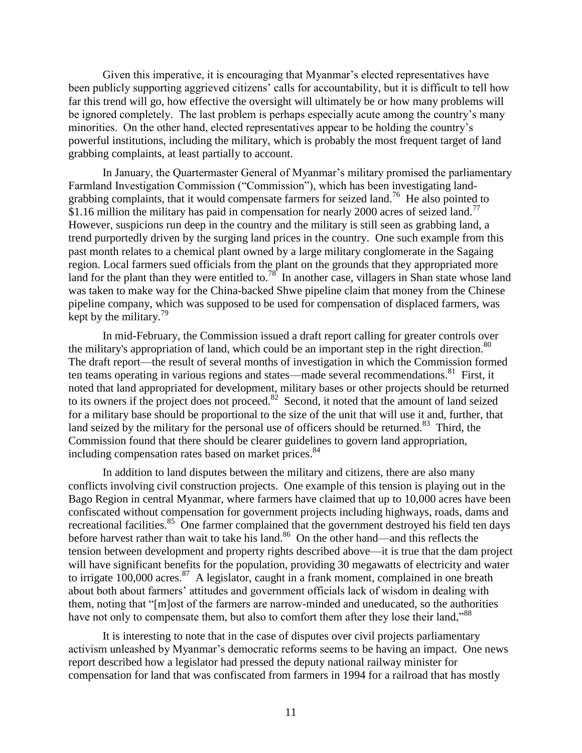Given this imperative, it is encouraging that Myanmar's elected representatives have been publicly supporting aggrieved citizens' calls for accountability, but it is difficult to tell how far this trend will go, how effective the oversight will ultimately be or how many problems will be ignored completely. The last problem is perhaps especially acute among the country's many minorities. On the other hand, elected representatives appear to be holding the country's powerful institutions, including the military, which is probably the most frequent target of land grabbing complaints, at least partially to account.

In January, the Quartermaster General of Myanmar's military promised the parliamentary Farmland Investigation Commission ("Commission"), which has been investigating land-grabbing complaints, that it would compensate farmers for seized land.[76] He also pointed to \$1.16 million the military has paid in compensation for nearly 2000 acres of seized land.[77] However, suspicions run deep in the country and the military is still seen as grabbing land, a trend purportedly driven by the surging land prices in the country. One such example from this past month relates to a chemical plant owned by a large military conglomerate in the Sagaing region. Local farmers sued officials from the plant on the grounds that they appropriated more land for the plant than they were entitled to.[78] In another case, villagers in Shan state whose land was taken to make way for the China-backed Shwe pipeline claim that money from the Chinese pipeline company, which was supposed to be used for compensation of displaced farmers, was kept by the military.[79]

In mid-February, the Commission issued a draft report calling for greater controls over the military's appropriation of land, which could be an important step in the right direction.[80] The draft report—the result of several months of investigation in which the Commission formed ten teams operating in various regions and states—made several recommendations.[81] First, it noted that land appropriated for development, military bases or other projects should be returned to its owners if the project does not proceed.[82] Second, it noted that the amount of land seized for a military base should be proportional to the size of the unit that will use it and, further, that land seized by the military for the personal use of officers should be returned.[83] Third, the Commission found that there should be clearer guidelines to govern land appropriation, including compensation rates based on market prices.[84]

In addition to land disputes between the military and citizens, there are also many conflicts involving civil construction projects. One example of this tension is playing out in the Bago Region in central Myanmar, where farmers have claimed that up to 10,000 acres have been confiscated without compensation for government projects including highways, roads, dams and recreational facilities.[85] One farmer complained that the government destroyed his field ten days before harvest rather than wait to take his land.[86] On the other hand—and this reflects the tension between development and property rights described above—it is true that the dam project will have significant benefits for the population, providing 30 megawatts of electricity and water to irrigate 100,000 acres.[87] A legislator, caught in a frank moment, complained in one breath about both about farmers' attitudes and government officials lack of wisdom in dealing with them, noting that "[m]ost of the farmers are narrow-minded and uneducated, so the authorities have not only to compensate them, but also to comfort them after they lose their land,"[88]

It is interesting to note that in the case of disputes over civil projects parliamentary activism unleashed by Myanmar's democratic reforms seems to be having an impact. One news report described how a legislator had pressed the deputy national railway minister for compensation for land that was confiscated from farmers in 1994 for a railroad that has mostly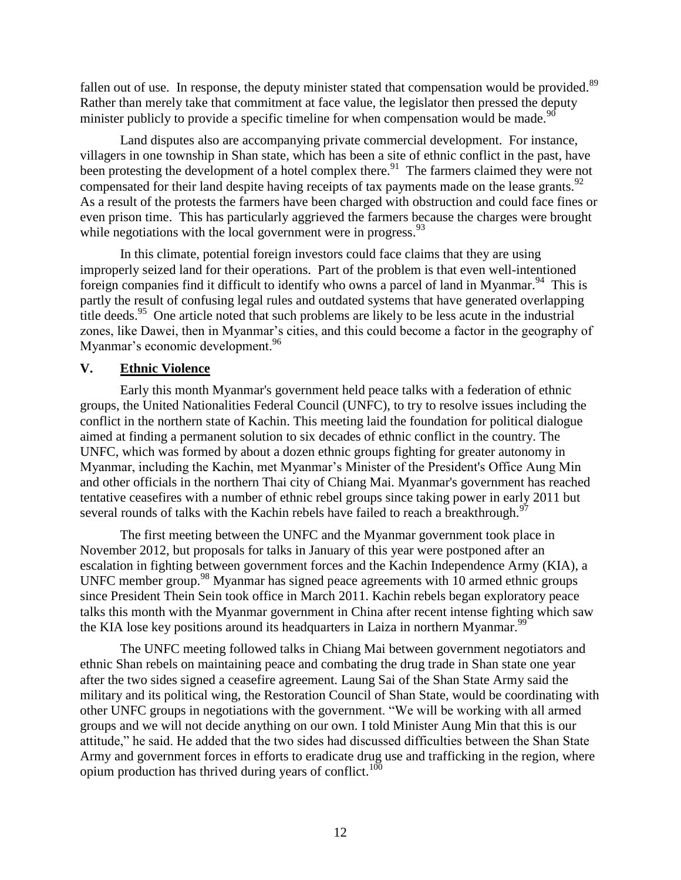fallen out of use. In response, the deputy minister stated that compensation would be provided.[89] Rather than merely take that commitment at face value, the legislator then pressed the deputy minister publicly to provide a specific timeline for when compensation would be made.[90]

Land disputes also are accompanying private commercial development. For instance, villagers in one township in Shan state, which has been a site of ethnic conflict in the past, have been protesting the development of a hotel complex there.[91] The farmers claimed they were not compensated for their land despite having receipts of tax payments made on the lease grants.[92] As a result of the protests the farmers have been charged with obstruction and could face fines or even prison time. This has particularly aggrieved the farmers because the charges were brought while negotiations with the local government were in progress.[93]

In this climate, potential foreign investors could face claims that they are using improperly seized land for their operations. Part of the problem is that even well-intentioned foreign companies find it difficult to identify who owns a parcel of land in Myanmar.[94] This is partly the result of confusing legal rules and outdated systems that have generated overlapping title deeds.[95] One article noted that such problems are likely to be less acute in the industrial zones, like Dawei, then in Myanmar's cities, and this could become a factor in the geography of Myanmar's economic development.[96]

## V. **Ethnic Violence**

Early this month Myanmar's government held peace talks with a federation of ethnic groups, the United Nationalities Federal Council (UNFC), to try to resolve issues including the conflict in the northern state of Kachin. This meeting laid the foundation for political dialogue aimed at finding a permanent solution to six decades of ethnic conflict in the country. The UNFC, which was formed by about a dozen ethnic groups fighting for greater autonomy in Myanmar, including the Kachin, met Myanmar's Minister of the President's Office Aung Min and other officials in the northern Thai city of Chiang Mai. Myanmar's government has reached tentative ceasefires with a number of ethnic rebel groups since taking power in early 2011 but several rounds of talks with the Kachin rebels have failed to reach a breakthrough.[97]

The first meeting between the UNFC and the Myanmar government took place in November 2012, but proposals for talks in January of this year were postponed after an escalation in fighting between government forces and the Kachin Independence Army (KIA), a UNFC member group.[98] Myanmar has signed peace agreements with 10 armed ethnic groups since President Thein Sein took office in March 2011. Kachin rebels began exploratory peace talks this month with the Myanmar government in China after recent intense fighting which saw the KIA lose key positions around its headquarters in Laiza in northern Myanmar.[99]

The UNFC meeting followed talks in Chiang Mai between government negotiators and ethnic Shan rebels on maintaining peace and combating the drug trade in Shan state one year after the two sides signed a ceasefire agreement. Laung Sai of the Shan State Army said the military and its political wing, the Restoration Council of Shan State, would be coordinating with other UNFC groups in negotiations with the government. "We will be working with all armed groups and we will not decide anything on our own. I told Minister Aung Min that this is our attitude," he said. He added that the two sides had discussed difficulties between the Shan State Army and government forces in efforts to eradicate drug use and trafficking in the region, where opium production has thrived during years of conflict.[100]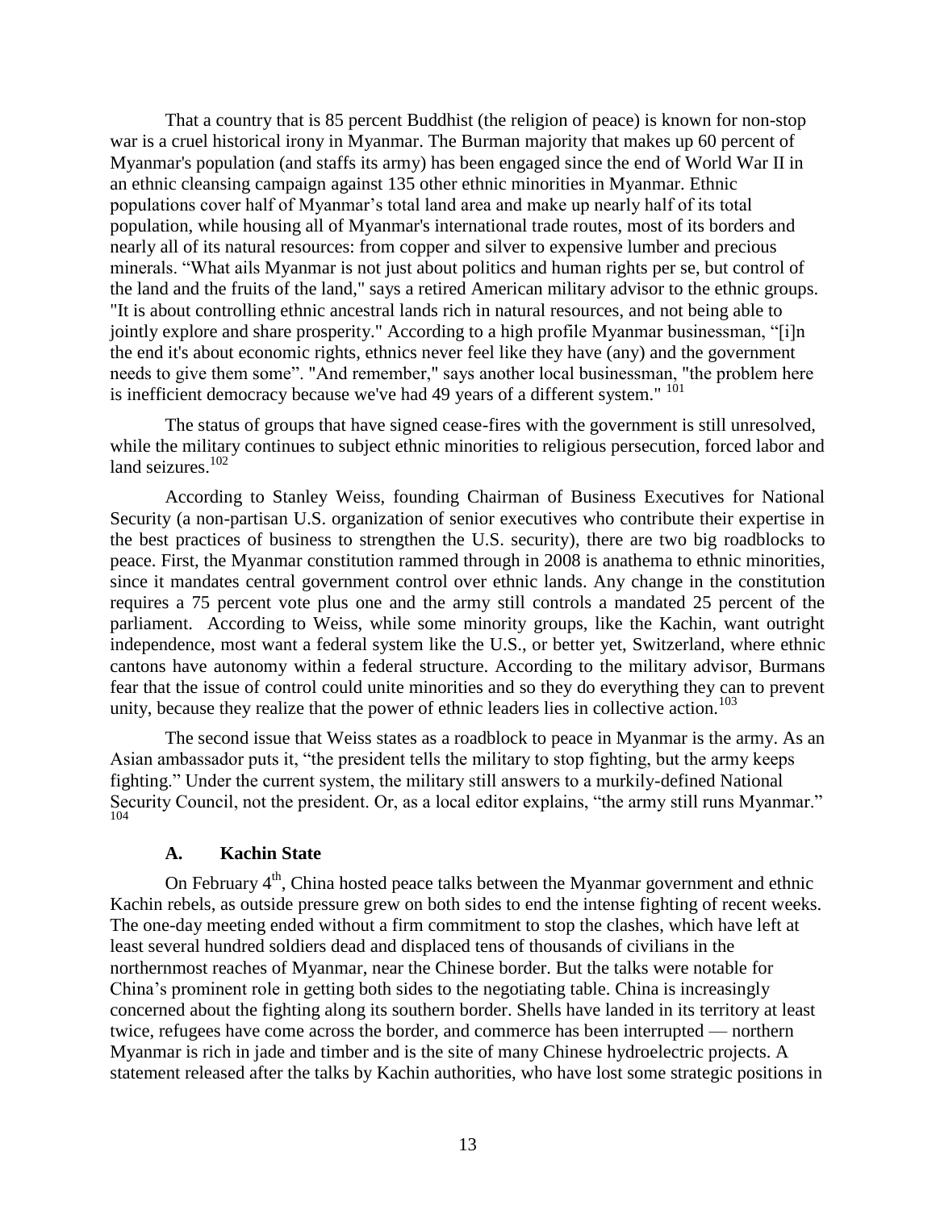That a country that is 85 percent Buddhist (the religion of peace) is known for non-stop war is a cruel historical irony in Myanmar. The Burman majority that makes up 60 percent of Myanmar's population (and staffs its army) has been engaged since the end of World War II in an ethnic cleansing campaign against 135 other ethnic minorities in Myanmar. Ethnic populations cover half of Myanmar's total land area and make up nearly half of its total population, while housing all of Myanmar's international trade routes, most of its borders and nearly all of its natural resources: from copper and silver to expensive lumber and precious minerals. "What ails Myanmar is not just about politics and human rights per se, but control of the land and the fruits of the land," says a retired American military advisor to the ethnic groups. "It is about controlling ethnic ancestral lands rich in natural resources, and not being able to jointly explore and share prosperity." According to a high profile Myanmar businessman, "[i]n the end it's about economic rights, ethnics never feel like they have (any) and the government needs to give them some". "And remember," says another local businessman, "the problem here is inefficient democracy because we've had 49 years of a different system." [101]

The status of groups that have signed cease-fires with the government is still unresolved, while the military continues to subject ethnic minorities to religious persecution, forced labor and land seizures.[102]

According to Stanley Weiss, founding Chairman of Business Executives for National Security (a non-partisan U.S. organization of senior executives who contribute their expertise in the best practices of business to strengthen the U.S. security), there are two big roadblocks to peace. First, the Myanmar constitution rammed through in 2008 is anathema to ethnic minorities, since it mandates central government control over ethnic lands. Any change in the constitution requires a 75 percent vote plus one and the army still controls a mandated 25 percent of the parliament. According to Weiss, while some minority groups, like the Kachin, want outright independence, most want a federal system like the U.S., or better yet, Switzerland, where ethnic cantons have autonomy within a federal structure. According to the military advisor, Burmans fear that the issue of control could unite minorities and so they do everything they can to prevent unity, because they realize that the power of ethnic leaders lies in collective action.[103]

The second issue that Weiss states as a roadblock to peace in Myanmar is the army. As an Asian ambassador puts it, "the president tells the military to stop fighting, but the army keeps fighting." Under the current system, the military still answers to a murkily-defined National Security Council, not the president. Or, as a local editor explains, "the army still runs Myanmar." [104]

### A. Kachin State

On February 4th, China hosted peace talks between the Myanmar government and ethnic Kachin rebels, as outside pressure grew on both sides to end the intense fighting of recent weeks. The one-day meeting ended without a firm commitment to stop the clashes, which have left at least several hundred soldiers dead and displaced tens of thousands of civilians in the northernmost reaches of Myanmar, near the Chinese border. But the talks were notable for China's prominent role in getting both sides to the negotiating table. China is increasingly concerned about the fighting along its southern border. Shells have landed in its territory at least twice, refugees have come across the border, and commerce has been interrupted — northern Myanmar is rich in jade and timber and is the site of many Chinese hydroelectric projects. A statement released after the talks by Kachin authorities, who have lost some strategic positions in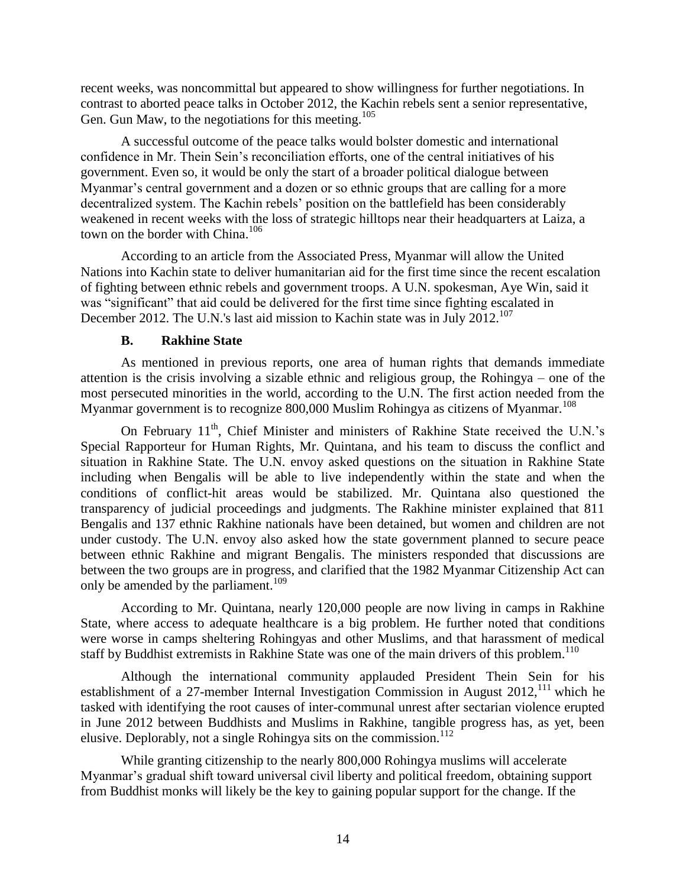recent weeks, was noncommittal but appeared to show willingness for further negotiations. In contrast to aborted peace talks in October 2012, the Kachin rebels sent a senior representative, Gen. Gun Maw, to the negotiations for this meeting.[105]

A successful outcome of the peace talks would bolster domestic and international confidence in Mr. Thein Sein's reconciliation efforts, one of the central initiatives of his government. Even so, it would be only the start of a broader political dialogue between Myanmar's central government and a dozen or so ethnic groups that are calling for a more decentralized system. The Kachin rebels' position on the battlefield has been considerably weakened in recent weeks with the loss of strategic hilltops near their headquarters at Laiza, a town on the border with China.[106]

According to an article from the Associated Press, Myanmar will allow the United Nations into Kachin state to deliver humanitarian aid for the first time since the recent escalation of fighting between ethnic rebels and government troops. A U.N. spokesman, Aye Win, said it was "significant" that aid could be delivered for the first time since fighting escalated in December 2012. The U.N.'s last aid mission to Kachin state was in July 2012.[107]

### B. Rakhine State

As mentioned in previous reports, one area of human rights that demands immediate attention is the crisis involving a sizable ethnic and religious group, the Rohingya – one of the most persecuted minorities in the world, according to the U.N. The first action needed from the Myanmar government is to recognize 800,000 Muslim Rohingya as citizens of Myanmar.[108]

On February 11th, Chief Minister and ministers of Rakhine State received the U.N.'s Special Rapporteur for Human Rights, Mr. Quintana, and his team to discuss the conflict and situation in Rakhine State. The U.N. envoy asked questions on the situation in Rakhine State including when Bengalis will be able to live independently within the state and when the conditions of conflict-hit areas would be stabilized. Mr. Quintana also questioned the transparency of judicial proceedings and judgments. The Rakhine minister explained that 811 Bengalis and 137 ethnic Rakhine nationals have been detained, but women and children are not under custody. The U.N. envoy also asked how the state government planned to secure peace between ethnic Rakhine and migrant Bengalis. The ministers responded that discussions are between the two groups are in progress, and clarified that the 1982 Myanmar Citizenship Act can only be amended by the parliament.[109]

According to Mr. Quintana, nearly 120,000 people are now living in camps in Rakhine State, where access to adequate healthcare is a big problem. He further noted that conditions were worse in camps sheltering Rohingyas and other Muslims, and that harassment of medical staff by Buddhist extremists in Rakhine State was one of the main drivers of this problem.[110]

Although the international community applauded President Thein Sein for his establishment of a 27-member Internal Investigation Commission in August 2012,[111] which he tasked with identifying the root causes of inter-communal unrest after sectarian violence erupted in June 2012 between Buddhists and Muslims in Rakhine, tangible progress has, as yet, been elusive. Deplorably, not a single Rohingya sits on the commission.[112]

While granting citizenship to the nearly 800,000 Rohingya muslims will accelerate Myanmar's gradual shift toward universal civil liberty and political freedom, obtaining support from Buddhist monks will likely be the key to gaining popular support for the change. If the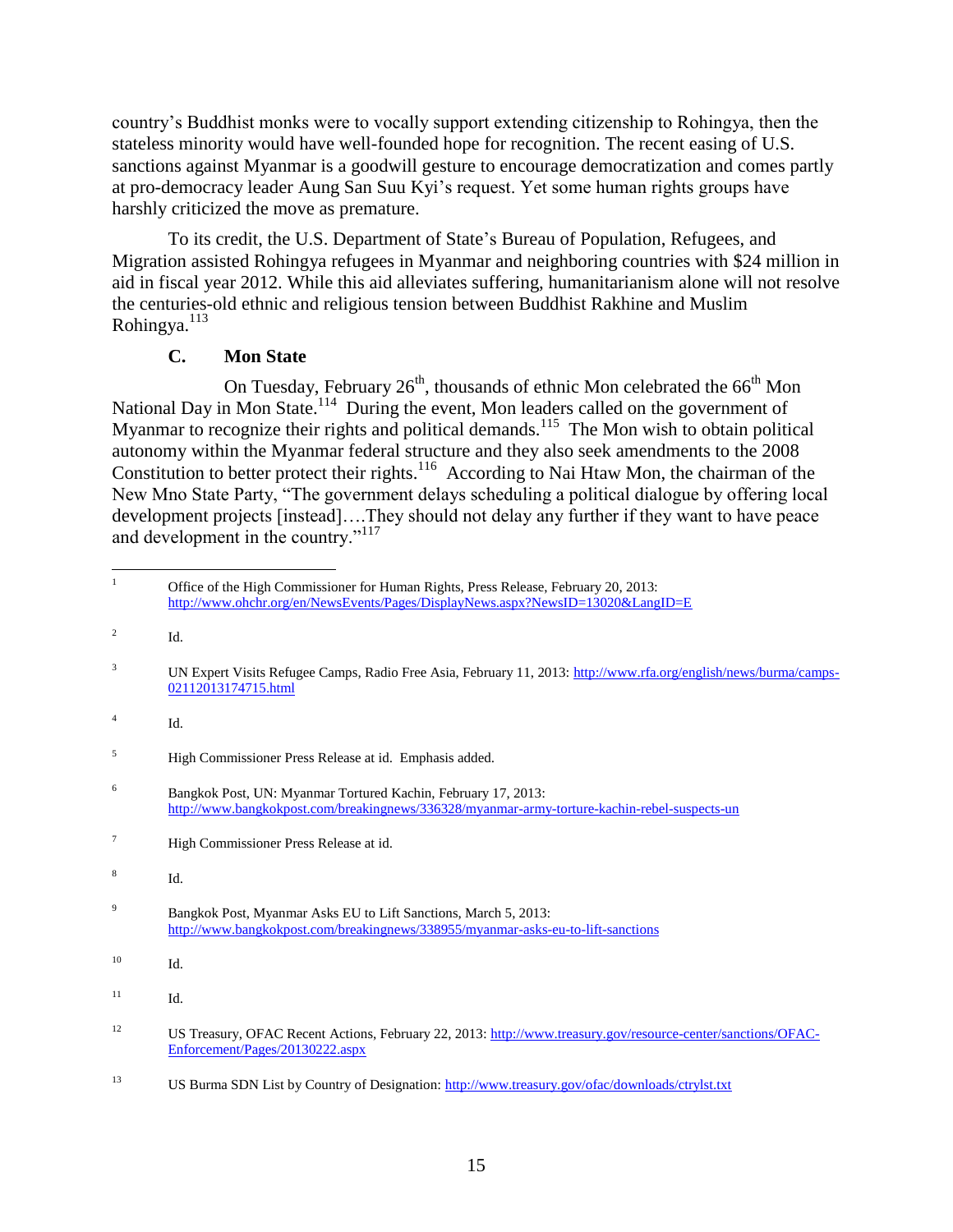country's Buddhist monks were to vocally support extending citizenship to Rohingya, then the stateless minority would have well-founded hope for recognition. The recent easing of U.S. sanctions against Myanmar is a goodwill gesture to encourage democratization and comes partly at pro-democracy leader Aung San Suu Kyi's request. Yet some human rights groups have harshly criticized the move as premature.

To its credit, the U.S. Department of State's Bureau of Population, Refugees, and Migration assisted Rohingya refugees in Myanmar and neighboring countries with $24 million in aid in fiscal year 2012. While this aid alleviates suffering, humanitarianism alone will not resolve the centuries-old ethnic and religious tension between Buddhist Rakhine and Muslim Rohingya.[113]

### C. Mon State

On Tuesday, February 26th, thousands of ethnic Mon celebrated the 66th Mon National Day in Mon State.[114] During the event, Mon leaders called on the government of Myanmar to recognize their rights and political demands.[115] The Mon wish to obtain political autonomy within the Myanmar federal structure and they also seek amendments to the 2008 Constitution to better protect their rights.[116] According to Nai Htaw Mon, the chairman of the New Mno State Party, "The government delays scheduling a political dialogue by offering local development projects [instead]….They should not delay any further if they want to have peace and development in the country."[117]

---

1. Office of the High Commissioner for Human Rights, Press Release, February 20, 2013: http://www.ohchr.org/en/NewsEvents/Pages/DisplayNews.aspx?NewsID=13020&LangID=E
2. Id.
3. UN Expert Visits Refugee Camps, Radio Free Asia, February 11, 2013: http://www.rfa.org/english/news/burma/camps-02112013174715.html
4. Id.
5. High Commissioner Press Release at id. Emphasis added.
6. Bangkok Post, UN: Myanmar Tortured Kachin, February 17, 2013: http://www.bangkokpost.com/breakingnews/336328/myanmar-army-torture-kachin-rebel-suspects-un
7. High Commissioner Press Release at id.
8. Id.
9. Bangkok Post, Myanmar Asks EU to Lift Sanctions, March 5, 2013: http://www.bangkokpost.com/breakingnews/338955/myanmar-asks-eu-to-lift-sanctions
10. Id.
11. Id.
12. US Treasury, OFAC Recent Actions, February 22, 2013: http://www.treasury.gov/resource-center/sanctions/OFAC-Enforcement/Pages/20130222.aspx
13. US Burma SDN List by Country of Designation: http://www.treasury.gov/ofac/downloads/ctrylst.txt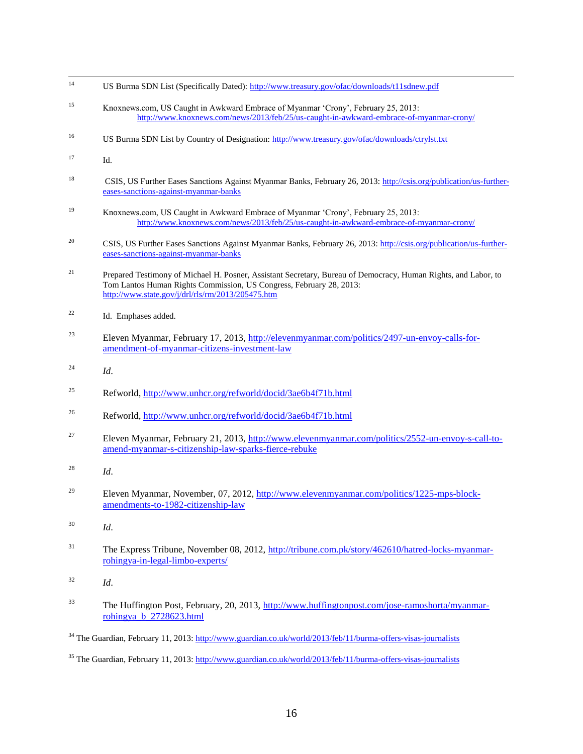[14] US Burma SDN List (Specifically Dated): http://www.treasury.gov/ofac/downloads/t11sdnew.pdf

[15] Knoxnews.com, US Caught in Awkward Embrace of Myanmar 'Crony', February 25, 2013: http://www.knoxnews.com/news/2013/feb/25/us-caught-in-awkward-embrace-of-myanmar-crony/

[16] US Burma SDN List by Country of Designation: http://www.treasury.gov/ofac/downloads/ctrylst.txt

[17] Id.

[18] CSIS, US Further Eases Sanctions Against Myanmar Banks, February 26, 2013: http://csis.org/publication/us-further-eases-sanctions-against-myanmar-banks

[19] Knoxnews.com, US Caught in Awkward Embrace of Myanmar 'Crony', February 25, 2013: http://www.knoxnews.com/news/2013/feb/25/us-caught-in-awkward-embrace-of-myanmar-crony/

[20] CSIS, US Further Eases Sanctions Against Myanmar Banks, February 26, 2013: http://csis.org/publication/us-further-eases-sanctions-against-myanmar-banks

[21] Prepared Testimony of Michael H. Posner, Assistant Secretary, Bureau of Democracy, Human Rights, and Labor, to Tom Lantos Human Rights Commission, US Congress, February 28, 2013: http://www.state.gov/j/drl/rls/rm/2013/205475.htm

[22] Id. Emphases added.

[23] Eleven Myanmar, February 17, 2013, http://elevenmyanmar.com/politics/2497-un-envoy-calls-for-amendment-of-myanmar-citizens-investment-law

[24] *Id*.

[25] Refworld, http://www.unhcr.org/refworld/docid/3ae6b4f71b.html

[26] Refworld, http://www.unhcr.org/refworld/docid/3ae6b4f71b.html

[27] Eleven Myanmar, February 21, 2013, http://www.elevenmyanmar.com/politics/2552-un-envoy-s-call-to-amend-myanmar-s-citizenship-law-sparks-fierce-rebuke

[28] *Id*.

[29] Eleven Myanmar, November, 07, 2012, http://www.elevenmyanmar.com/politics/1225-mps-block-amendments-to-1982-citizenship-law

[30] *Id*.

[31] The Express Tribune, November 08, 2012, http://tribune.com.pk/story/462610/hatred-locks-myanmar-rohingya-in-legal-limbo-experts/

[32] *Id*.

[33] The Huffington Post, February, 20, 2013, http://www.huffingtonpost.com/jose-ramoshorta/myanmar-rohingya_b_2728623.html

[34] The Guardian, February 11, 2013: http://www.guardian.co.uk/world/2013/feb/11/burma-offers-visas-journalists

[35] The Guardian, February 11, 2013: http://www.guardian.co.uk/world/2013/feb/11/burma-offers-visas-journalists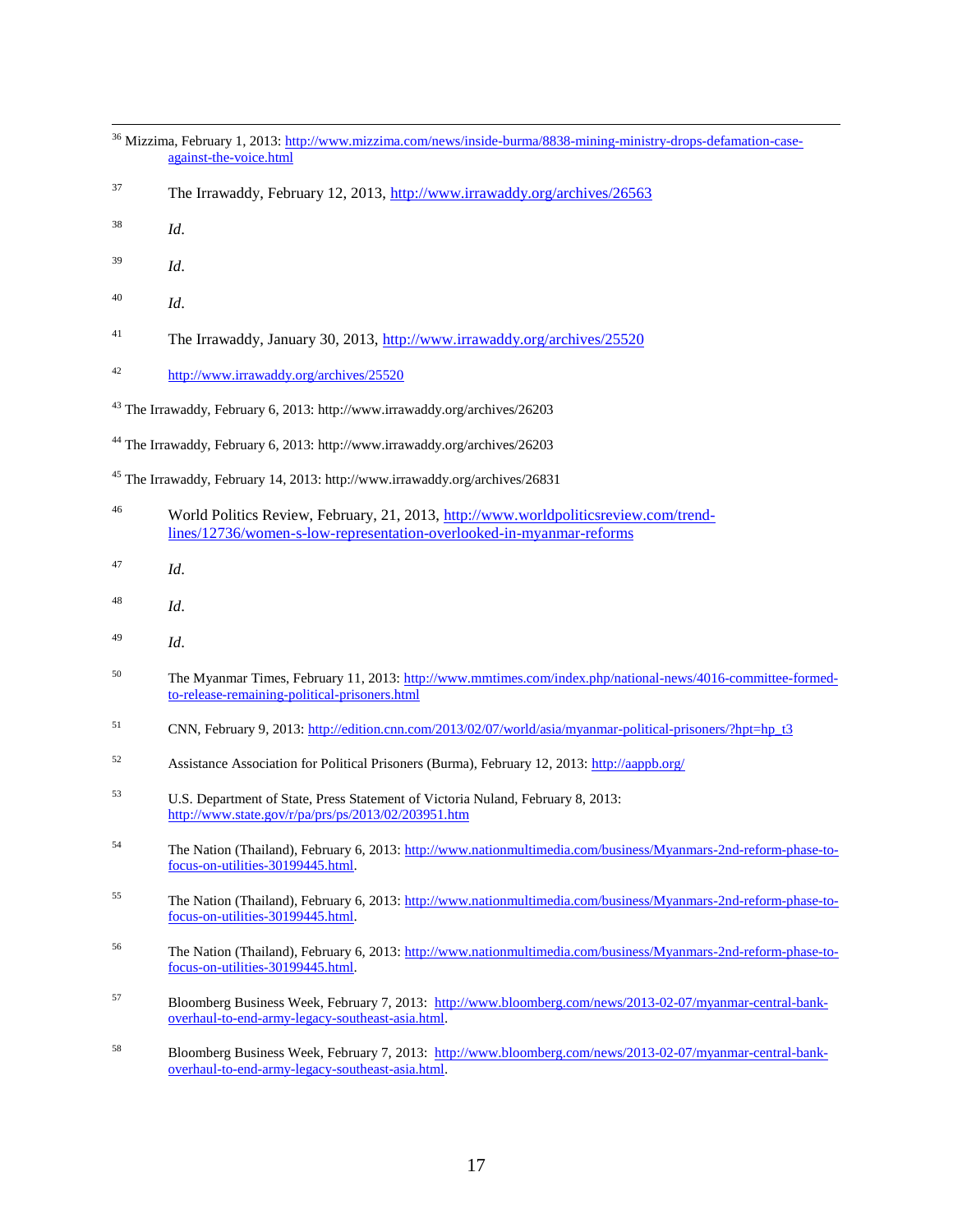[36] Mizzima, February 1, 2013: http://www.mizzima.com/news/inside-burma/8838-mining-ministry-drops-defamation-case-against-the-voice.html

[37] The Irrawaddy, February 12, 2013, http://www.irrawaddy.org/archives/26563

[38] *Id*.

[39] *Id*.

[40] *Id*.

[41] The Irrawaddy, January 30, 2013, http://www.irrawaddy.org/archives/25520

[42] http://www.irrawaddy.org/archives/25520

[43] The Irrawaddy, February 6, 2013: http://www.irrawaddy.org/archives/26203

[44] The Irrawaddy, February 6, 2013: http://www.irrawaddy.org/archives/26203

[45] The Irrawaddy, February 14, 2013: http://www.irrawaddy.org/archives/26831

[46] World Politics Review, February, 21, 2013, http://www.worldpoliticsreview.com/trend-lines/12736/women-s-low-representation-overlooked-in-myanmar-reforms

[47] *Id*.

[48] *Id*.

[49] *Id*.

[50] The Myanmar Times, February 11, 2013: http://www.mmtimes.com/index.php/national-news/4016-committee-formed-to-release-remaining-political-prisoners.html

[51] CNN, February 9, 2013: http://edition.cnn.com/2013/02/07/world/asia/myanmar-political-prisoners/?hpt=hp_t3

[52] Assistance Association for Political Prisoners (Burma), February 12, 2013: http://aappb.org/

[53] U.S. Department of State, Press Statement of Victoria Nuland, February 8, 2013: http://www.state.gov/r/pa/prs/ps/2013/02/203951.htm

[54] The Nation (Thailand), February 6, 2013: http://www.nationmultimedia.com/business/Myanmars-2nd-reform-phase-to-focus-on-utilities-30199445.html.

[55] The Nation (Thailand), February 6, 2013: http://www.nationmultimedia.com/business/Myanmars-2nd-reform-phase-to-focus-on-utilities-30199445.html.

[56] The Nation (Thailand), February 6, 2013: http://www.nationmultimedia.com/business/Myanmars-2nd-reform-phase-to-focus-on-utilities-30199445.html.

[57] Bloomberg Business Week, February 7, 2013: http://www.bloomberg.com/news/2013-02-07/myanmar-central-bank-overhaul-to-end-army-legacy-southeast-asia.html.

[58] Bloomberg Business Week, February 7, 2013: http://www.bloomberg.com/news/2013-02-07/myanmar-central-bank-overhaul-to-end-army-legacy-southeast-asia.html.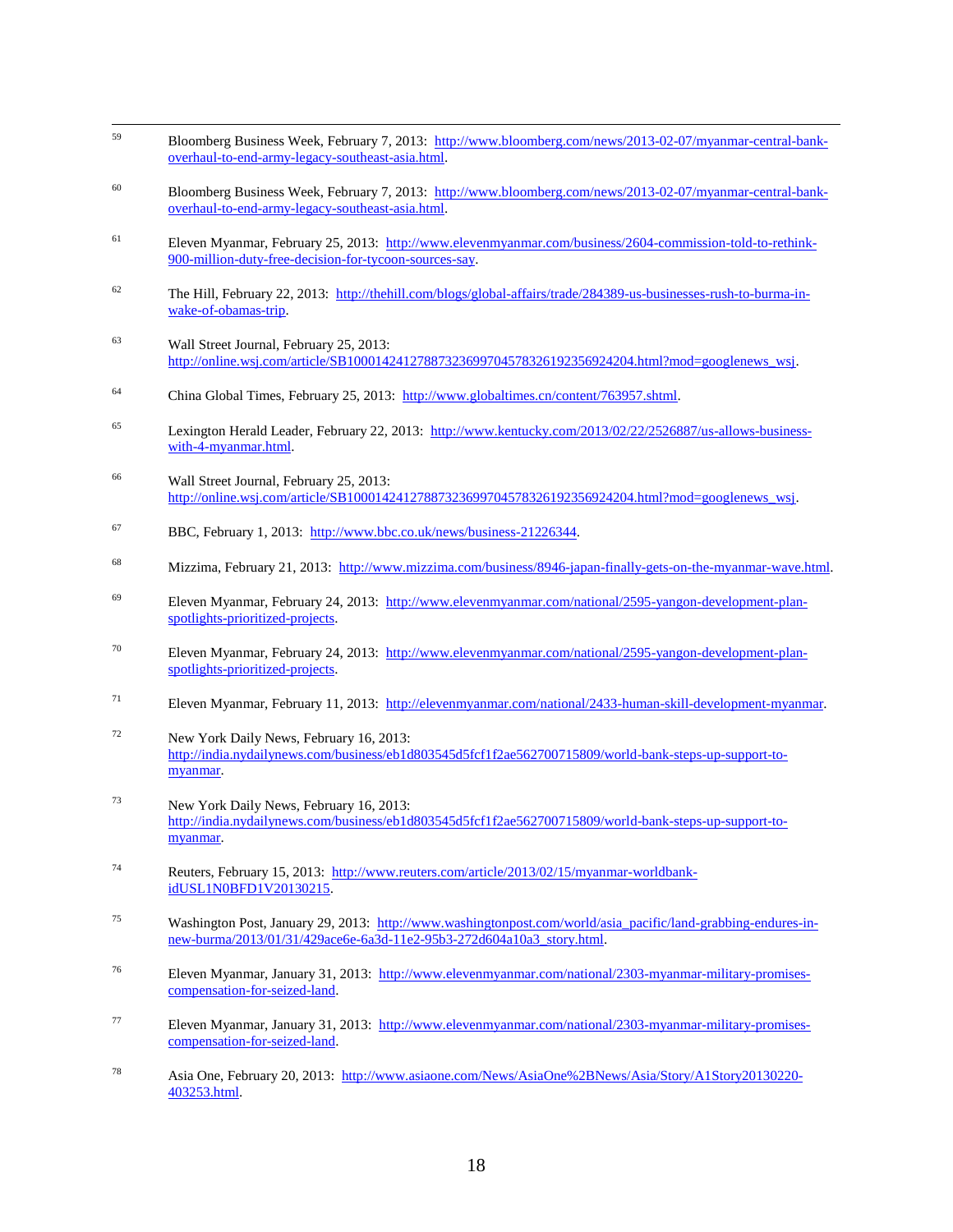[59] Bloomberg Business Week, February 7, 2013: http://www.bloomberg.com/news/2013-02-07/myanmar-central-bank-overhaul-to-end-army-legacy-southeast-asia.html.

[60] Bloomberg Business Week, February 7, 2013: http://www.bloomberg.com/news/2013-02-07/myanmar-central-bank-overhaul-to-end-army-legacy-southeast-asia.html.

[61] Eleven Myanmar, February 25, 2013: http://www.elevenmyanmar.com/business/2604-commission-told-to-rethink-900-million-duty-free-decision-for-tycoon-sources-say.

[62] The Hill, February 22, 2013: http://thehill.com/blogs/global-affairs/trade/284389-us-businesses-rush-to-burma-in-wake-of-obamas-trip.

[63] Wall Street Journal, February 25, 2013: http://online.wsj.com/article/SB10001424127887323699704578326192356924204.html?mod=googlenews_wsj.

[64] China Global Times, February 25, 2013: http://www.globaltimes.cn/content/763957.shtml.

[65] Lexington Herald Leader, February 22, 2013: http://www.kentucky.com/2013/02/22/2526887/us-allows-business-with-4-myanmar.html.

[66] Wall Street Journal, February 25, 2013: http://online.wsj.com/article/SB10001424127887323699704578326192356924204.html?mod=googlenews_wsj.

[67] BBC, February 1, 2013: http://www.bbc.co.uk/news/business-21226344.

[68] Mizzima, February 21, 2013: http://www.mizzima.com/business/8946-japan-finally-gets-on-the-myanmar-wave.html.

[69] Eleven Myanmar, February 24, 2013: http://www.elevenmyanmar.com/national/2595-yangon-development-plan-spotlights-prioritized-projects.

[70] Eleven Myanmar, February 24, 2013: http://www.elevenmyanmar.com/national/2595-yangon-development-plan-spotlights-prioritized-projects.

[71] Eleven Myanmar, February 11, 2013: http://elevenmyanmar.com/national/2433-human-skill-development-myanmar.

[72] New York Daily News, February 16, 2013: http://india.nydailynews.com/business/eb1d803545d5fcf1f2ae562700715809/world-bank-steps-up-support-to-myanmar.

[73] New York Daily News, February 16, 2013: http://india.nydailynews.com/business/eb1d803545d5fcf1f2ae562700715809/world-bank-steps-up-support-to-myanmar.

[74] Reuters, February 15, 2013: http://www.reuters.com/article/2013/02/15/myanmar-worldbank-idUSL1N0BFD1V20130215.

[75] Washington Post, January 29, 2013: http://www.washingtonpost.com/world/asia_pacific/land-grabbing-endures-in-new-burma/2013/01/31/429ace6e-6a3d-11e2-95b3-272d604a10a3_story.html.

[76] Eleven Myanmar, January 31, 2013: http://www.elevenmyanmar.com/national/2303-myanmar-military-promises-compensation-for-seized-land.

[77] Eleven Myanmar, January 31, 2013: http://www.elevenmyanmar.com/national/2303-myanmar-military-promises-compensation-for-seized-land.

[78] Asia One, February 20, 2013: http://www.asiaone.com/News/AsiaOne%2BNews/Asia/Story/A1Story20130220-403253.html.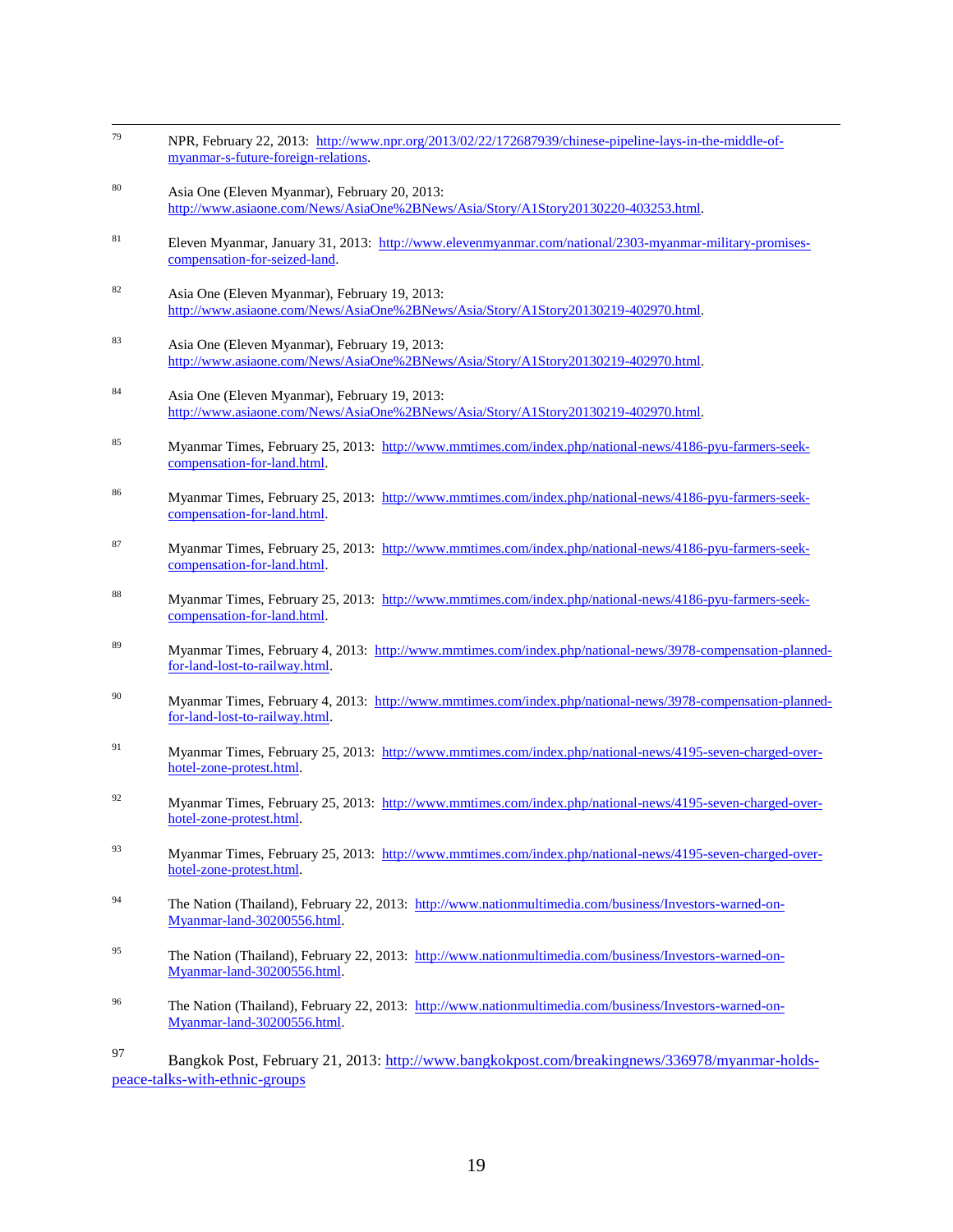[79] NPR, February 22, 2013: http://www.npr.org/2013/02/22/172687939/chinese-pipeline-lays-in-the-middle-of-myanmar-s-future-foreign-relations.

[80] Asia One (Eleven Myanmar), February 20, 2013: http://www.asiaone.com/News/AsiaOne%2BNews/Asia/Story/A1Story20130220-403253.html.

[81] Eleven Myanmar, January 31, 2013: http://www.elevenmyanmar.com/national/2303-myanmar-military-promises-compensation-for-seized-land.

[82] Asia One (Eleven Myanmar), February 19, 2013: http://www.asiaone.com/News/AsiaOne%2BNews/Asia/Story/A1Story20130219-402970.html.

[83] Asia One (Eleven Myanmar), February 19, 2013: http://www.asiaone.com/News/AsiaOne%2BNews/Asia/Story/A1Story20130219-402970.html.

[84] Asia One (Eleven Myanmar), February 19, 2013: http://www.asiaone.com/News/AsiaOne%2BNews/Asia/Story/A1Story20130219-402970.html.

[85] Myanmar Times, February 25, 2013: http://www.mmtimes.com/index.php/national-news/4186-pyu-farmers-seek-compensation-for-land.html.

[86] Myanmar Times, February 25, 2013: http://www.mmtimes.com/index.php/national-news/4186-pyu-farmers-seek-compensation-for-land.html.

[87] Myanmar Times, February 25, 2013: http://www.mmtimes.com/index.php/national-news/4186-pyu-farmers-seek-compensation-for-land.html.

[88] Myanmar Times, February 25, 2013: http://www.mmtimes.com/index.php/national-news/4186-pyu-farmers-seek-compensation-for-land.html.

[89] Myanmar Times, February 4, 2013: http://www.mmtimes.com/index.php/national-news/3978-compensation-planned-for-land-lost-to-railway.html.

[90] Myanmar Times, February 4, 2013: http://www.mmtimes.com/index.php/national-news/3978-compensation-planned-for-land-lost-to-railway.html.

[91] Myanmar Times, February 25, 2013: http://www.mmtimes.com/index.php/national-news/4195-seven-charged-over-hotel-zone-protest.html.

[92] Myanmar Times, February 25, 2013: http://www.mmtimes.com/index.php/national-news/4195-seven-charged-over-hotel-zone-protest.html.

[93] Myanmar Times, February 25, 2013: http://www.mmtimes.com/index.php/national-news/4195-seven-charged-over-hotel-zone-protest.html.

[94] The Nation (Thailand), February 22, 2013: http://www.nationmultimedia.com/business/Investors-warned-on-Myanmar-land-30200556.html.

[95] The Nation (Thailand), February 22, 2013: http://www.nationmultimedia.com/business/Investors-warned-on-Myanmar-land-30200556.html.

[96] The Nation (Thailand), February 22, 2013: http://www.nationmultimedia.com/business/Investors-warned-on-Myanmar-land-30200556.html.

[97] Bangkok Post, February 21, 2013: http://www.bangkokpost.com/breakingnews/336978/myanmar-holds-peace-talks-with-ethnic-groups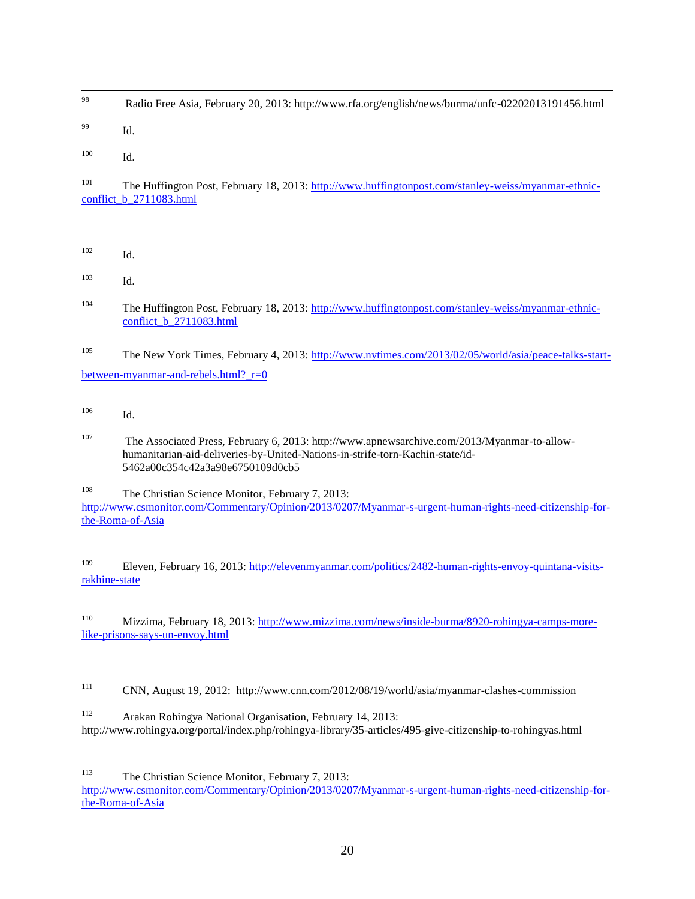[98] Radio Free Asia, February 20, 2013: http://www.rfa.org/english/news/burma/unfc-02202013191456.html

[99] Id.

[100] Id.

[101] The Huffington Post, February 18, 2013: http://www.huffingtonpost.com/stanley-weiss/myanmar-ethnic-conflict_b_2711083.html

[102] Id.

[103] Id.

[104] The Huffington Post, February 18, 2013: http://www.huffingtonpost.com/stanley-weiss/myanmar-ethnic-conflict_b_2711083.html

[105] The New York Times, February 4, 2013: http://www.nytimes.com/2013/02/05/world/asia/peace-talks-start-between-myanmar-and-rebels.html?_r=0

[106] Id.

[107] The Associated Press, February 6, 2013: http://www.apnewsarchive.com/2013/Myanmar-to-allow-humanitarian-aid-deliveries-by-United-Nations-in-strife-torn-Kachin-state/id-5462a00c354c42a3a98e6750109d0cb5

[108] The Christian Science Monitor, February 7, 2013: http://www.csmonitor.com/Commentary/Opinion/2013/0207/Myanmar-s-urgent-human-rights-need-citizenship-for-the-Roma-of-Asia

[109] Eleven, February 16, 2013: http://elevenmyanmar.com/politics/2482-human-rights-envoy-quintana-visits-rakhine-state

[110] Mizzima, February 18, 2013: http://www.mizzima.com/news/inside-burma/8920-rohingya-camps-more-like-prisons-says-un-envoy.html

[111] CNN, August 19, 2012: http://www.cnn.com/2012/08/19/world/asia/myanmar-clashes-commission

[112] Arakan Rohingya National Organisation, February 14, 2013: http://www.rohingya.org/portal/index.php/rohingya-library/35-articles/495-give-citizenship-to-rohingyas.html

[113] The Christian Science Monitor, February 7, 2013: http://www.csmonitor.com/Commentary/Opinion/2013/0207/Myanmar-s-urgent-human-rights-need-citizenship-for-the-Roma-of-Asia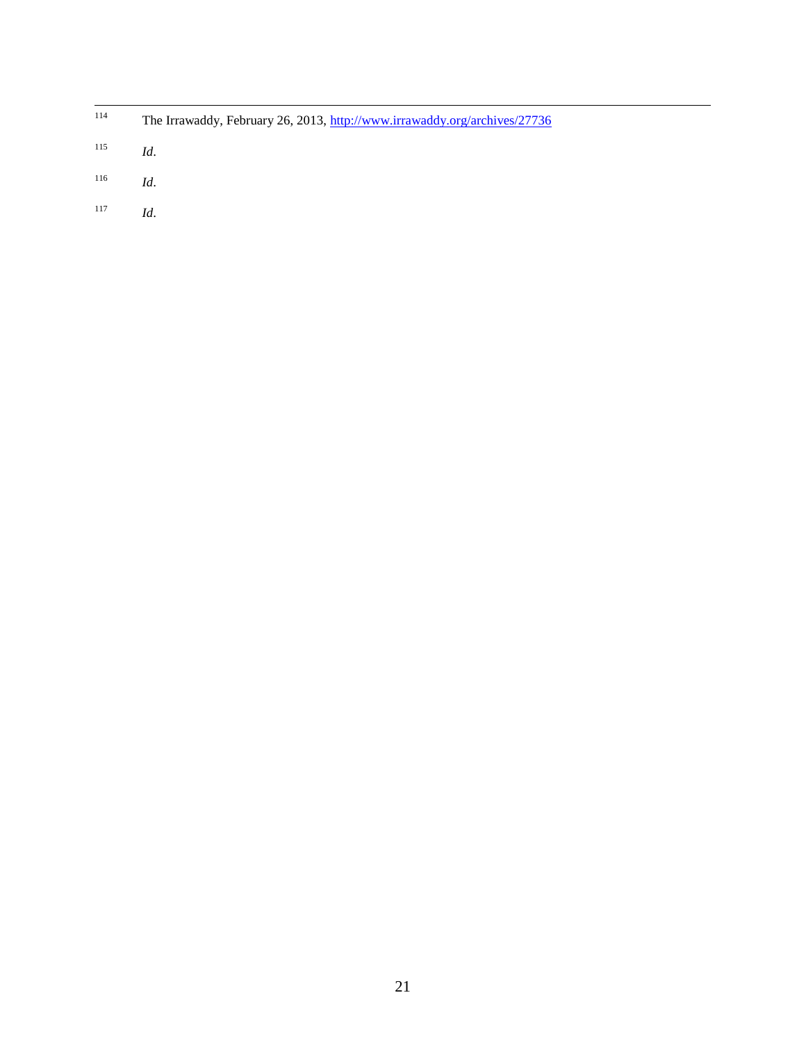[114] The Irrawaddy, February 26, 2013, http://www.irrawaddy.org/archives/27736

[115] *Id*.

[116] *Id*.

[117] *Id*.